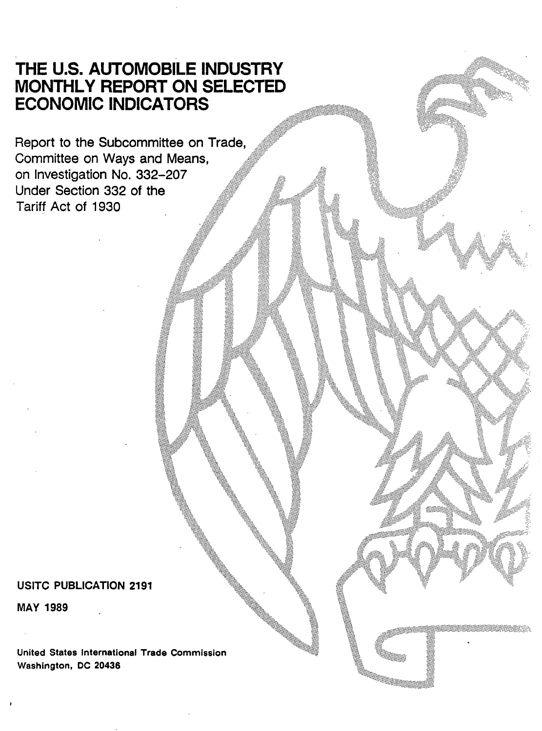# THE U.S. AUTOMOBILE INDUSTRY MONTHLY REPORT ON SELECTED ECONOMIC INDICATORS

Report to the Subcommittee on Trade, Committee on Ways and Means, on Investigation No. 332-207 Under Section 332 of the Tariff Act of 1930

**USITC PUBLICATION 2191**

**MAY 1989**

**United States International Trade Commission**
**Washington, DC 20436**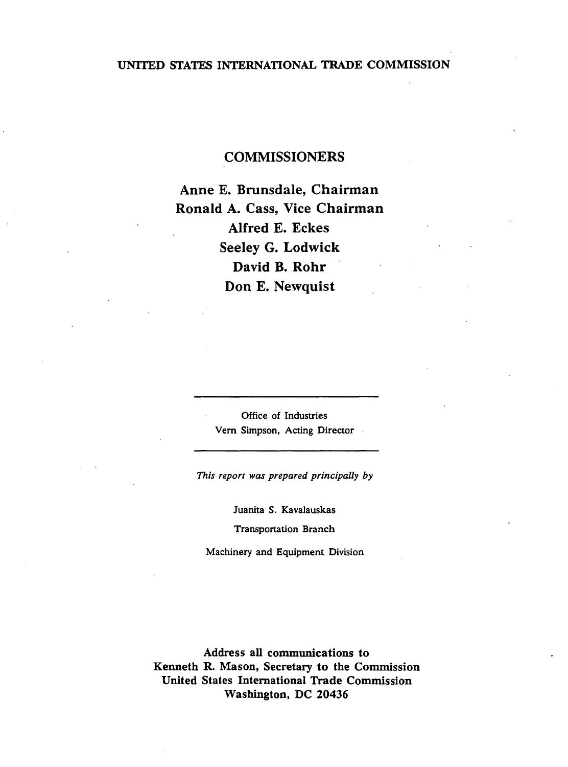UNITED STATES INTERNATIONAL TRADE COMMISSION

## COMMISSIONERS

**Anne E. Brunsdale, Chairman**
**Ronald A. Cass, Vice Chairman**
**Alfred E. Eckes**
**Seeley G. Lodwick**
**David B. Rohr**
**Don E. Newquist**

---

Office of Industries
Vern Simpson, Acting Director

---

*This report was prepared principally by*

Juanita S. Kavalauskas

Transportation Branch

Machinery and Equipment Division

**Address all communications to**
**Kenneth R. Mason, Secretary to the Commission**
**United States International Trade Commission**
**Washington, DC 20436**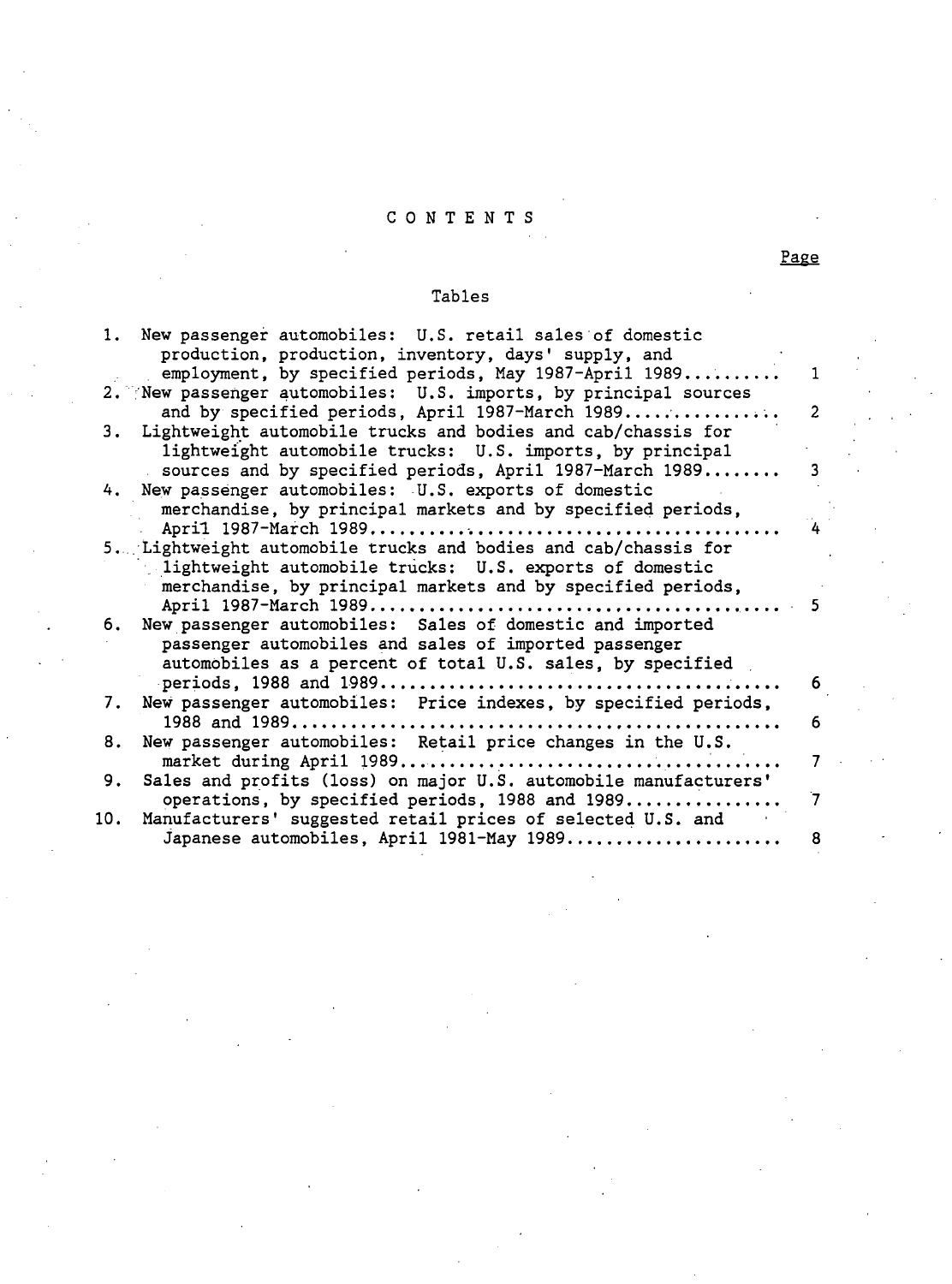# CONTENTS

Page

## Tables

| | | Page |
|---|---|---|
| 1. | New passenger automobiles: U.S. retail sales of domestic production, production, inventory, days' supply, and employment, by specified periods, May 1987-April 1989 | 1 |
| 2. | New passenger automobiles: U.S. imports, by principal sources and by specified periods, April 1987-March 1989 | 2 |
| 3. | Lightweight automobile trucks and bodies and cab/chassis for lightweight automobile trucks: U.S. imports, by principal sources and by specified periods, April 1987-March 1989 | 3 |
| 4. | New passenger automobiles: U.S. exports of domestic merchandise, by principal markets and by specified periods, April 1987-March 1989 | 4 |
| 5. | Lightweight automobile trucks and bodies and cab/chassis for lightweight automobile trucks: U.S. exports of domestic merchandise, by principal markets and by specified periods, April 1987-March 1989 | 5 |
| 6. | New passenger automobiles: Sales of domestic and imported passenger automobiles and sales of imported passenger automobiles as a percent of total U.S. sales, by specified periods, 1988 and 1989 | 6 |
| 7. | New passenger automobiles: Price indexes, by specified periods, 1988 and 1989 | 6 |
| 8. | New passenger automobiles: Retail price changes in the U.S. market during April 1989 | 7 |
| 9. | Sales and profits (loss) on major U.S. automobile manufacturers' operations, by specified periods, 1988 and 1989 | 7 |
| 10. | Manufacturers' suggested retail prices of selected U.S. and Japanese automobiles, April 1981-May 1989 | 8 |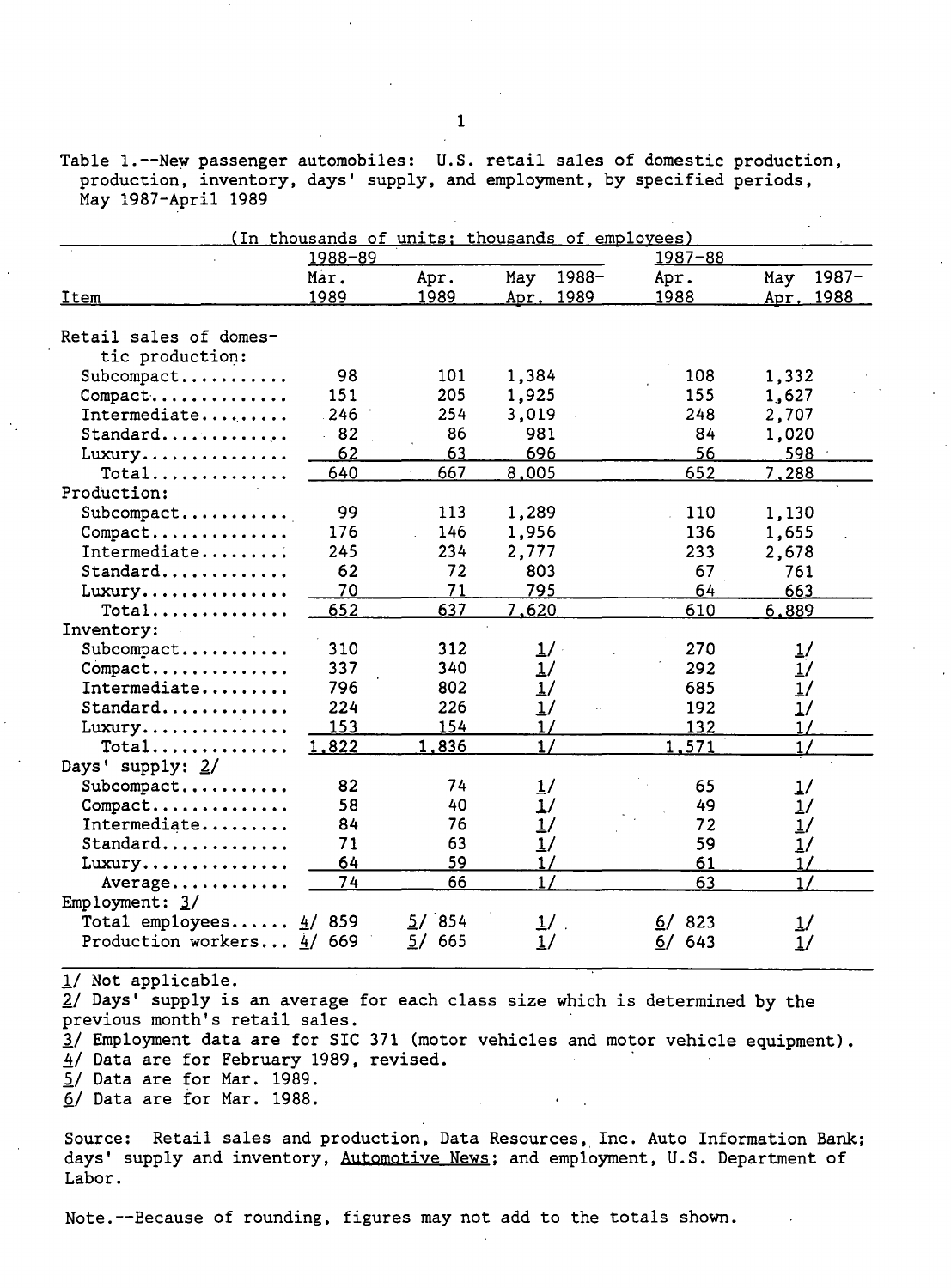Table 1.--New passenger automobiles: U.S. retail sales of domestic production, production, inventory, days' supply, and employment, by specified periods, May 1987-April 1989

(In thousands of units; thousands of employees)

| Item | 1988-89 Mar. 1989 | Apr. 1989 | May 1988-Apr. 1989 | 1987-88 Apr. 1988 | May 1987-Apr. 1988 |
|---|---|---|---|---|---|
| Retail sales of domestic production: | | | | | |
| Subcompact | 98 | 101 | 1,384 | 108 | 1,332 |
| Compact | 151 | 205 | 1,925 | 155 | 1,627 |
| Intermediate | 246 | 254 | 3,019 | 248 | 2,707 |
| Standard | 82 | 86 | 981 | 84 | 1,020 |
| Luxury | 62 | 63 | 696 | 56 | 598 |
| Total | 640 | 667 | 8,005 | 652 | 7,288 |
| Production: | | | | | |
| Subcompact | 99 | 113 | 1,289 | 110 | 1,130 |
| Compact | 176 | 146 | 1,956 | 136 | 1,655 |
| Intermediate | 245 | 234 | 2,777 | 233 | 2,678 |
| Standard | 62 | 72 | 803 | 67 | 761 |
| Luxury | 70 | 71 | 795 | 64 | 663 |
| Total | 652 | 637 | 7,620 | 610 | 6,889 |
| Inventory: | | | | | |
| Subcompact | 310 | 312 | 1/ | 270 | 1/ |
| Compact | 337 | 340 | 1/ | 292 | 1/ |
| Intermediate | 796 | 802 | 1/ | 685 | 1/ |
| Standard | 224 | 226 | 1/ | 192 | 1/ |
| Luxury | 153 | 154 | 1/ | 132 | 1/ |
| Total | 1,822 | 1,836 | 1/ | 1,571 | 1/ |
| Days' supply: 2/ | | | | | |
| Subcompact | 82 | 74 | 1/ | 65 | 1/ |
| Compact | 58 | 40 | 1/ | 49 | 1/ |
| Intermediate | 84 | 76 | 1/ | 72 | 1/ |
| Standard | 71 | 63 | 1/ | 59 | 1/ |
| Luxury | 64 | 59 | 1/ | 61 | 1/ |
| Average | 74 | 66 | 1/ | 63 | 1/ |
| Employment: 3/ | | | | | |
| Total employees | 4/ 859 | 5/ 854 | 1/ | 6/ 823 | 1/ |
| Production workers | 4/ 669 | 5/ 665 | 1/ | 6/ 643 | 1/ |

1/ Not applicable.
2/ Days' supply is an average for each class size which is determined by the previous month's retail sales.
3/ Employment data are for SIC 371 (motor vehicles and motor vehicle equipment).
4/ Data are for February 1989, revised.
5/ Data are for Mar. 1989.
6/ Data are for Mar. 1988.

Source: Retail sales and production, Data Resources, Inc. Auto Information Bank; days' supply and inventory, Automotive News; and employment, U.S. Department of Labor.

Note.--Because of rounding, figures may not add to the totals shown.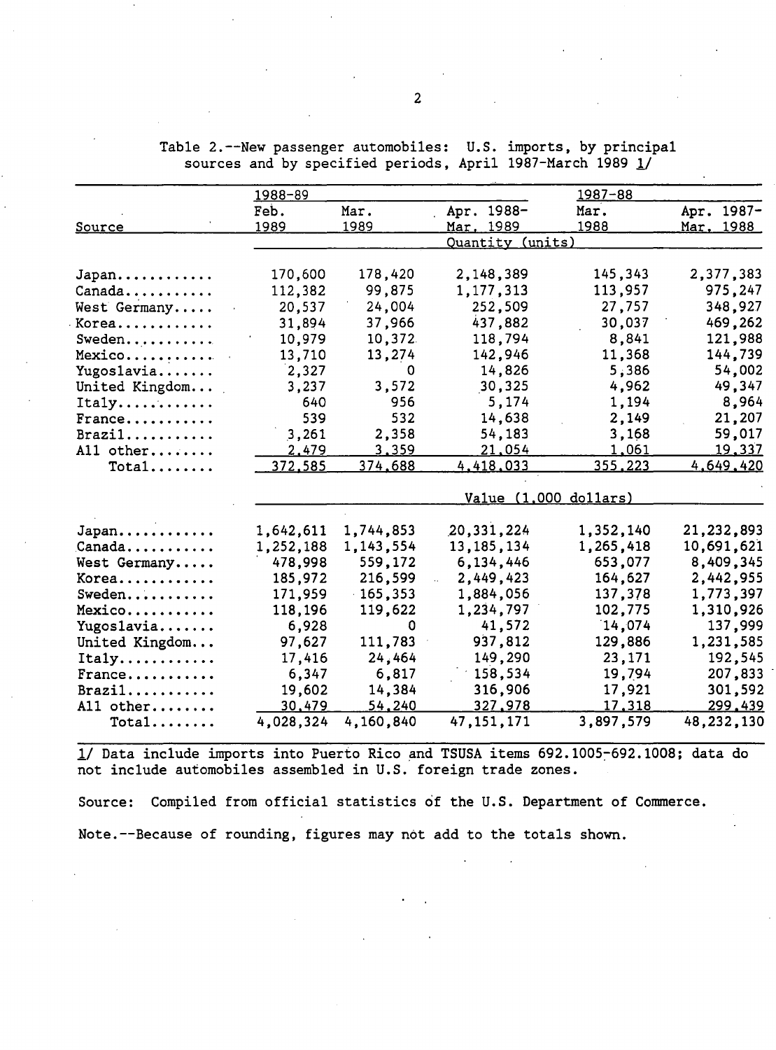Table 2.--New passenger automobiles: U.S. imports, by principal sources and by specified periods, April 1987-March 1989 1/

| Source | 1988-89 Feb. 1989 | Mar. 1989 | Apr. 1988-Mar. 1989 | 1987-88 Mar. 1988 | Apr. 1987-Mar. 1988 |
|---|---|---|---|---|---|
| | Quantity (units) | | | | |
| Japan | 170,600 | 178,420 | 2,148,389 | 145,343 | 2,377,383 |
| Canada | 112,382 | 99,875 | 1,177,313 | 113,957 | 975,247 |
| West Germany | 20,537 | 24,004 | 252,509 | 27,757 | 348,927 |
| Korea | 31,894 | 37,966 | 437,882 | 30,037 | 469,262 |
| Sweden | 10,979 | 10,372 | 118,794 | 8,841 | 121,988 |
| Mexico | 13,710 | 13,274 | 142,946 | 11,368 | 144,739 |
| Yugoslavia | 2,327 | 0 | 14,826 | 5,386 | 54,002 |
| United Kingdom | 3,237 | 3,572 | 30,325 | 4,962 | 49,347 |
| Italy | 640 | 956 | 5,174 | 1,194 | 8,964 |
| France | 539 | 532 | 14,638 | 2,149 | 21,207 |
| Brazil | 3,261 | 2,358 | 54,183 | 3,168 | 59,017 |
| All other | 2,479 | 3,359 | 21,054 | 1,061 | 19,337 |
| Total | 372,585 | 374,688 | 4,418,033 | 355,223 | 4,649,420 |
| | Value (1,000 dollars) | | | | |
| Japan | 1,642,611 | 1,744,853 | 20,331,224 | 1,352,140 | 21,232,893 |
| Canada | 1,252,188 | 1,143,554 | 13,185,134 | 1,265,418 | 10,691,621 |
| West Germany | 478,998 | 559,172 | 6,134,446 | 653,077 | 8,409,345 |
| Korea | 185,972 | 216,599 | 2,449,423 | 164,627 | 2,442,955 |
| Sweden | 171,959 | 165,353 | 1,884,056 | 137,378 | 1,773,397 |
| Mexico | 118,196 | 119,622 | 1,234,797 | 102,775 | 1,310,926 |
| Yugoslavia | 6,928 | 0 | 41,572 | 14,074 | 137,999 |
| United Kingdom | 97,627 | 111,783 | 937,812 | 129,886 | 1,231,585 |
| Italy | 17,416 | 24,464 | 149,290 | 23,171 | 192,545 |
| France | 6,347 | 6,817 | 158,534 | 19,794 | 207,833 |
| Brazil | 19,602 | 14,384 | 316,906 | 17,921 | 301,592 |
| All other | 30,479 | 54,240 | 327,978 | 17,318 | 299,439 |
| Total | 4,028,324 | 4,160,840 | 47,151,171 | 3,897,579 | 48,232,130 |

1/ Data include imports into Puerto Rico and TSUSA items 692.1005-692.1008; data do not include automobiles assembled in U.S. foreign trade zones.

Source: Compiled from official statistics of the U.S. Department of Commerce.

Note.--Because of rounding, figures may not add to the totals shown.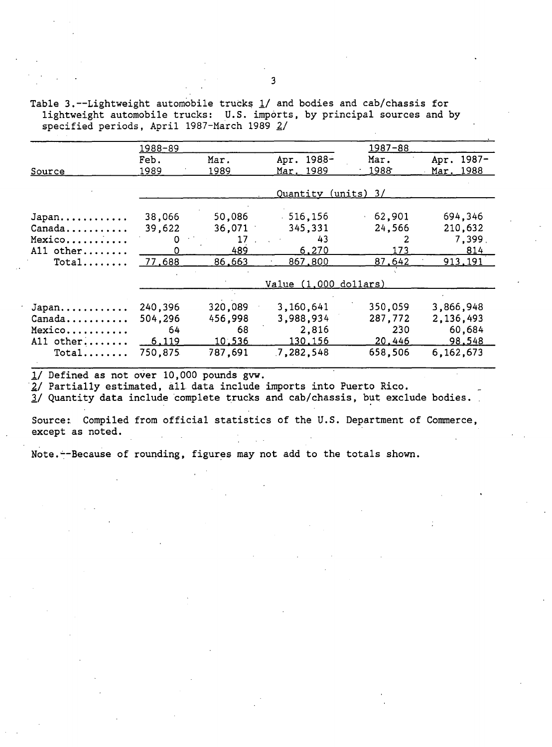Table 3.--Lightweight automobile trucks 1/ and bodies and cab/chassis for lightweight automobile trucks: U.S. imports, by principal sources and by specified periods, April 1987-March 1989 2/

| Source | 1988-89 | | | 1987-88 | |
|---|---|---|---|---|---|
| | Feb. 1989 | Mar. 1989 | Apr. 1988-Mar. 1989 | Mar. 1988 | Apr. 1987-Mar. 1988 |
| | Quantity (units) 3/ | | | | |
| Japan | 38,066 | 50,086 | 516,156 | 62,901 | 694,346 |
| Canada | 39,622 | 36,071 | 345,331 | 24,566 | 210,632 |
| Mexico | 0 | 17 | 43 | 2 | 7,399 |
| All other | 0 | 489 | 6,270 | 173 | 814 |
| Total | 77,688 | 86,663 | 867,800 | 87,642 | 913,191 |
| | Value (1,000 dollars) | | | | |
| Japan | 240,396 | 320,089 | 3,160,641 | 350,059 | 3,866,948 |
| Canada | 504,296 | 456,998 | 3,988,934 | 287,772 | 2,136,493 |
| Mexico | 64 | 68 | 2,816 | 230 | 60,684 |
| All other | 6,119 | 10,536 | 130,156 | 20,446 | 98,548 |
| Total | 750,875 | 787,691 | 7,282,548 | 658,506 | 6,162,673 |

1/ Defined as not over 10,000 pounds gvw.
2/ Partially estimated, all data include imports into Puerto Rico.
3/ Quantity data include complete trucks and cab/chassis, but exclude bodies.

Source: Compiled from official statistics of the U.S. Department of Commerce, except as noted.

Note.--Because of rounding, figures may not add to the totals shown.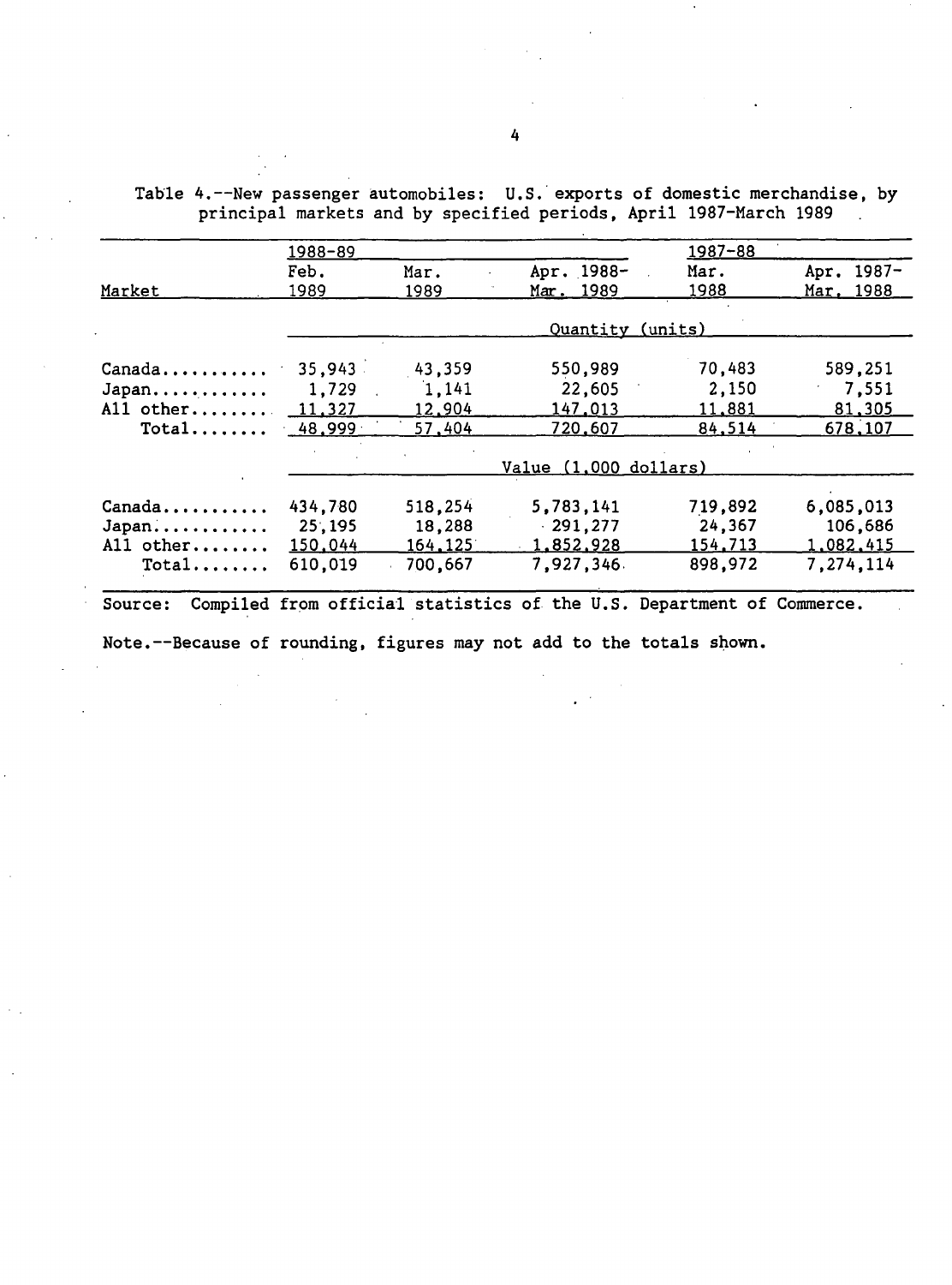Table 4.--New passenger automobiles: U.S. exports of domestic merchandise, by principal markets and by specified periods, April 1987-March 1989

| Market | 1988-89 | | | 1987-88 | |
|---|---|---|---|---|---|
| | Feb. 1989 | Mar. 1989 | Apr. 1988-Mar. 1989 | Mar. 1988 | Apr. 1987-Mar. 1988 |
| | Quantity (units) | | | | |
| Canada | 35,943 | 43,359 | 550,989 | 70,483 | 589,251 |
| Japan | 1,729 | 1,141 | 22,605 | 2,150 | 7,551 |
| All other | 11,327 | 12,904 | 147,013 | 11,881 | 81,305 |
| Total | 48,999 | 57,404 | 720,607 | 84,514 | 678,107 |
| | Value (1,000 dollars) | | | | |
| Canada | 434,780 | 518,254 | 5,783,141 | 719,892 | 6,085,013 |
| Japan | 25,195 | 18,288 | 291,277 | 24,367 | 106,686 |
| All other | 150,044 | 164,125 | 1,852,928 | 154,713 | 1,082,415 |
| Total | 610,019 | 700,667 | 7,927,346 | 898,972 | 7,274,114 |

Source: Compiled from official statistics of the U.S. Department of Commerce.

Note.--Because of rounding, figures may not add to the totals shown.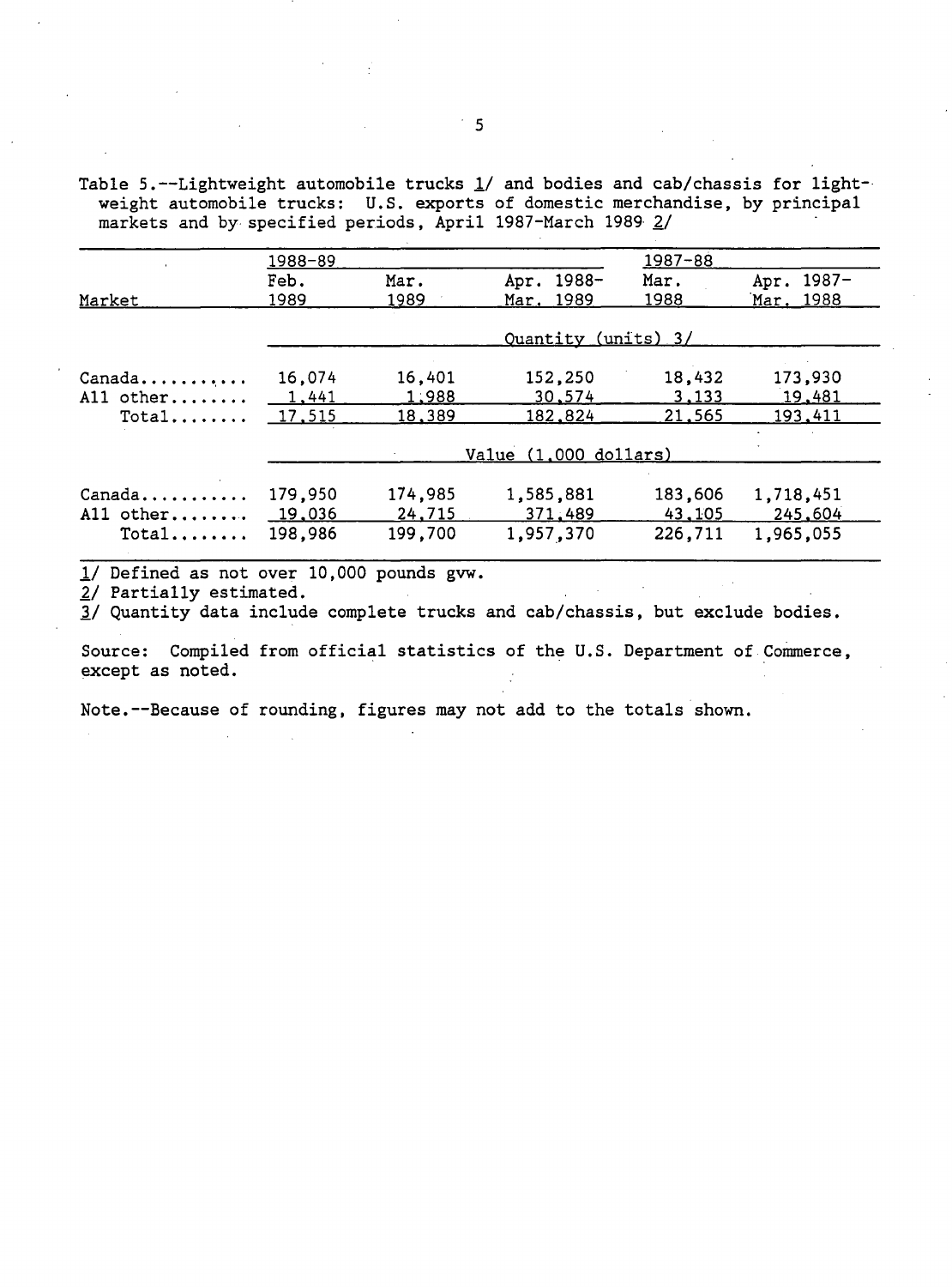Table 5.--Lightweight automobile trucks 1/ and bodies and cab/chassis for lightweight automobile trucks: U.S. exports of domestic merchandise, by principal markets and by specified periods, April 1987-March 1989 2/

| Market | 1988-89 Feb. 1989 | Mar. 1989 | Apr. 1988- Mar. 1989 | 1987-88 Mar. 1988 | Apr. 1987- Mar. 1988 |
|---|---|---|---|---|---|
| | Quantity (units) 3/ | | | | |
| Canada | 16,074 | 16,401 | 152,250 | 18,432 | 173,930 |
| All other | 1,441 | 1,988 | 30,574 | 3,133 | 19,481 |
| Total | 17,515 | 18,389 | 182,824 | 21,565 | 193,411 |
| | Value (1,000 dollars) | | | | |
| Canada | 179,950 | 174,985 | 1,585,881 | 183,606 | 1,718,451 |
| All other | 19,036 | 24,715 | 371,489 | 43,105 | 245,604 |
| Total | 198,986 | 199,700 | 1,957,370 | 226,711 | 1,965,055 |

1/ Defined as not over 10,000 pounds gvw.

2/ Partially estimated.

3/ Quantity data include complete trucks and cab/chassis, but exclude bodies.

Source: Compiled from official statistics of the U.S. Department of Commerce, except as noted.

Note.--Because of rounding, figures may not add to the totals shown.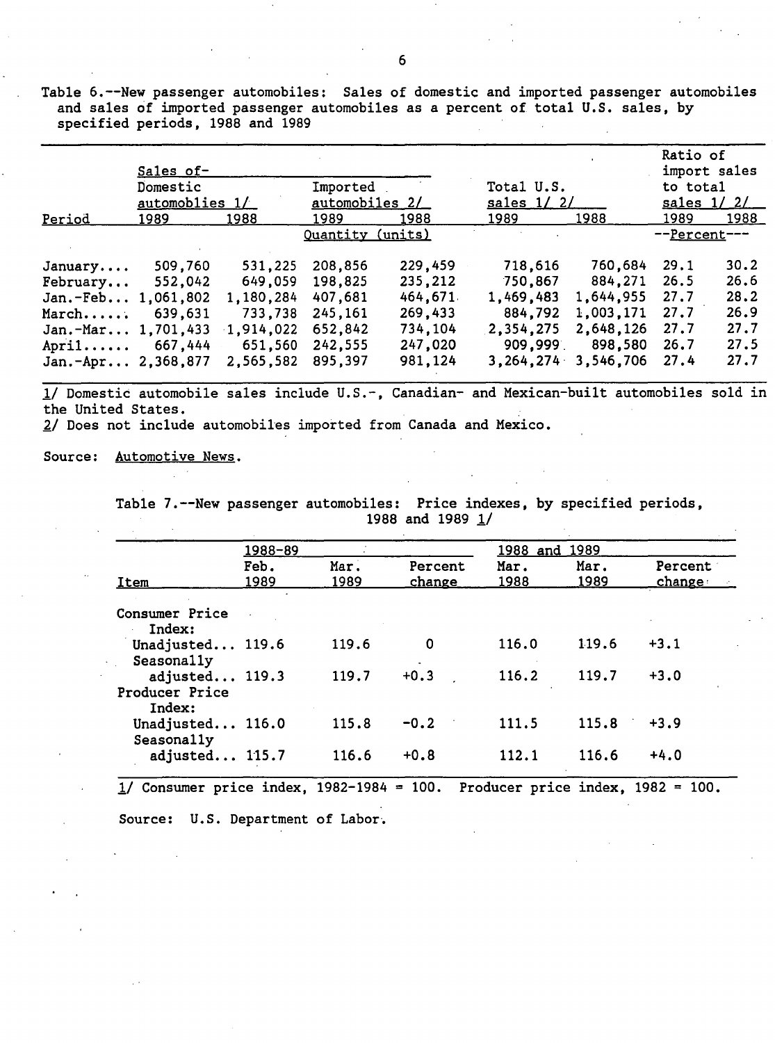Table 6.--New passenger automobiles: Sales of domestic and imported passenger automobiles and sales of imported passenger automobiles as a percent of total U.S. sales, by specified periods, 1988 and 1989

| Period | Sales of- Domestic automoblies 1/ | | Imported automobiles 2/ | | Total U.S. sales 1/ 2/ | | Ratio of import sales to total sales 1/ 2/ | |
|---|---|---|---|---|---|---|---|---|
| | 1989 | 1988 | 1989 | 1988 | 1989 | 1988 | 1989 | 1988 |
| | Quantity (units) | | | | | | --Percent--- | |
| January.... | 509,760 | 531,225 | 208,856 | 229,459 | 718,616 | 760,684 | 29.1 | 30.2 |
| February... | 552,042 | 649,059 | 198,825 | 235,212 | 750,867 | 884,271 | 26.5 | 26.6 |
| Jan.-Feb... | 1,061,802 | 1,180,284 | 407,681 | 464,671 | 1,469,483 | 1,644,955 | 27.7 | 28.2 |
| March...... | 639,631 | 733,738 | 245,161 | 269,433 | 884,792 | 1,003,171 | 27.7 | 26.9 |
| Jan.-Mar... | 1,701,433 | 1,914,022 | 652,842 | 734,104 | 2,354,275 | 2,648,126 | 27.7 | 27.7 |
| April...... | 667,444 | 651,560 | 242,555 | 247,020 | 909,999 | 898,580 | 26.7 | 27.5 |
| Jan.-Apr... | 2,368,877 | 2,565,582 | 895,397 | 981,124 | 3,264,274 | 3,546,706 | 27.4 | 27.7 |

1/ Domestic automobile sales include U.S.-, Canadian- and Mexican-built automobiles sold in the United States.
2/ Does not include automobiles imported from Canada and Mexico.

Source: Automotive News.

Table 7.--New passenger automobiles: Price indexes, by specified periods, 1988 and 1989 1/

| Item | 1988-89 Feb. 1989 | Mar. 1989 | Percent change | 1988 and 1989 Mar. 1988 | Mar. 1989 | Percent change |
|---|---|---|---|---|---|---|
| Consumer Price Index: | | | | | | |
| Unadjusted... | 119.6 | 119.6 | 0 | 116.0 | 119.6 | +3.1 |
| Seasonally adjusted... | 119.3 | 119.7 | +0.3 | 116.2 | 119.7 | +3.0 |
| Producer Price Index: | | | | | | |
| Unadjusted... | 116.0 | 115.8 | -0.2 | 111.5 | 115.8 | +3.9 |
| Seasonally adjusted... | 115.7 | 116.6 | +0.8 | 112.1 | 116.6 | +4.0 |

1/ Consumer price index, 1982-1984 = 100. Producer price index, 1982 = 100.

Source: U.S. Department of Labor.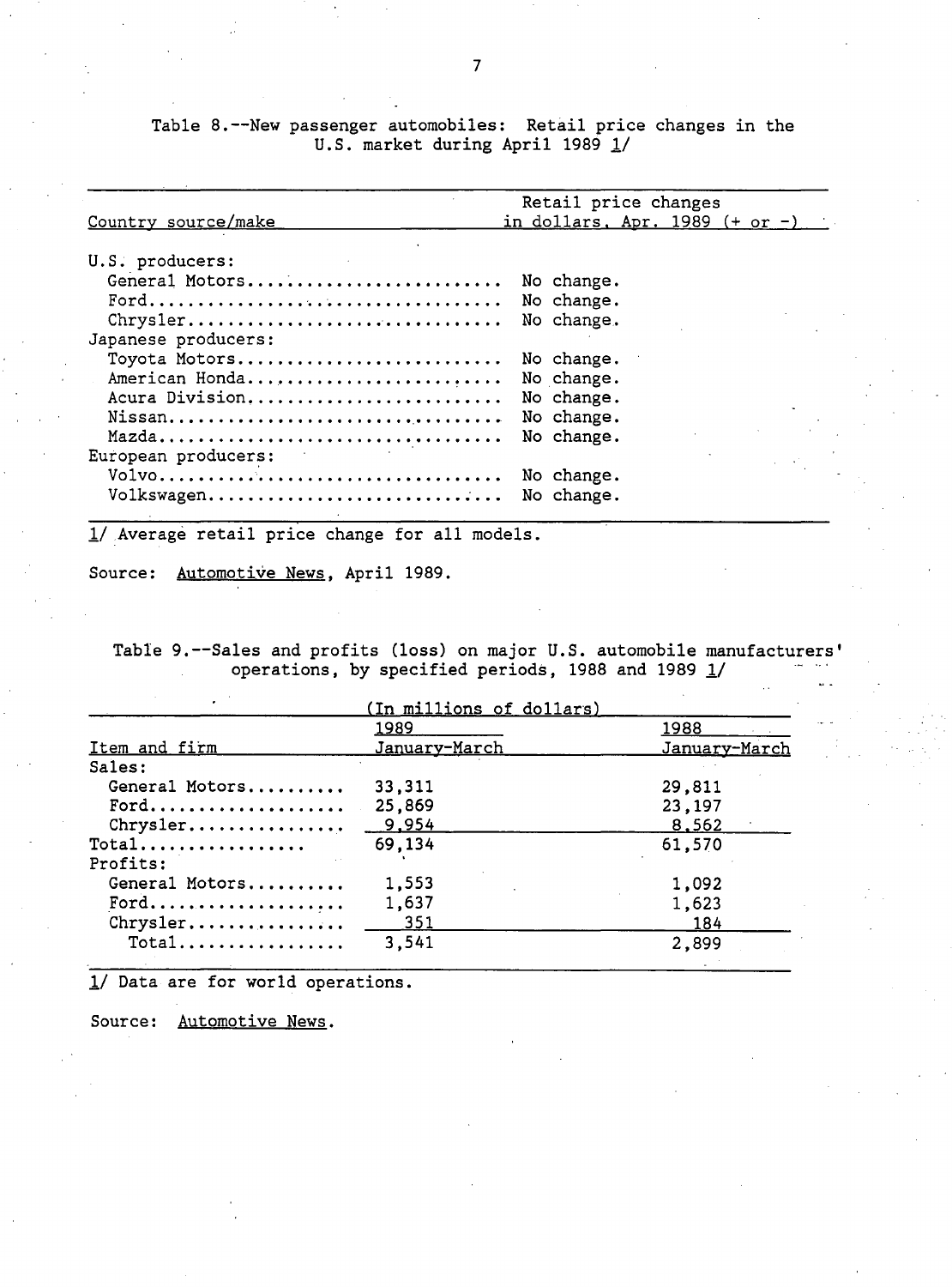Table 8.--New passenger automobiles: Retail price changes in the U.S. market during April 1989 1/

| Country source/make | Retail price changes in dollars, Apr. 1989 (+ or -) |
|---|---|
| U.S. producers: | |
| General Motors | No change. |
| Ford | No change. |
| Chrysler | No change. |
| Japanese producers: | |
| Toyota Motors | No change. |
| American Honda | No change. |
| Acura Division | No change. |
| Nissan | No change. |
| Mazda | No change. |
| European producers: | |
| Volvo | No change. |
| Volkswagen | No change. |

1/ Average retail price change for all models.

Source: Automotive News, April 1989.

Table 9.--Sales and profits (loss) on major U.S. automobile manufacturers' operations, by specified periods, 1988 and 1989 1/

(In millions of dollars)

| Item and firm | 1989 January-March | 1988 January-March |
|---|---|---|
| Sales: | | |
| General Motors | 33,311 | 29,811 |
| Ford | 25,869 | 23,197 |
| Chrysler | 9,954 | 8,562 |
| Total | 69,134 | 61,570 |
| Profits: | | |
| General Motors | 1,553 | 1,092 |
| Ford | 1,637 | 1,623 |
| Chrysler | 351 | 184 |
| Total | 3,541 | 2,899 |

1/ Data are for world operations.

Source: Automotive News.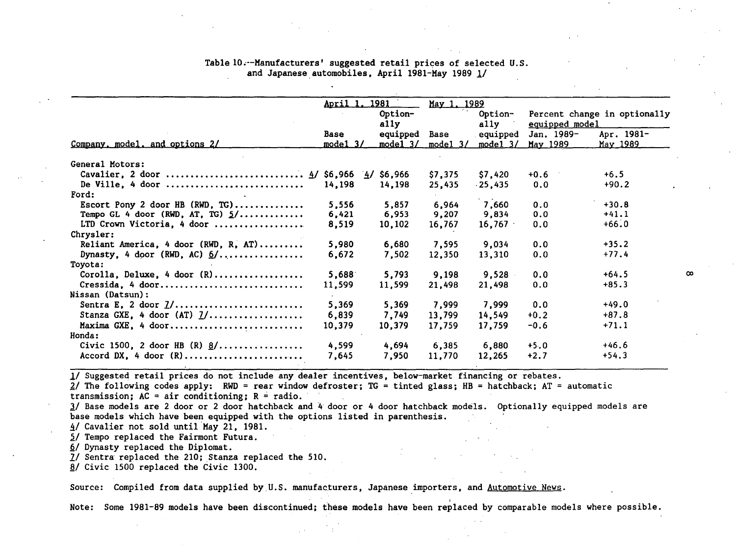Table 10.--Manufacturers' suggested retail prices of selected U.S. and Japanese automobiles, April 1981-May 1989 1/

| Company, model, and options 2/ | April 1, 1981 Base model 3/ | April 1, 1981 Optionally equipped model 3/ | May 1, 1989 Base model 3/ | May 1, 1989 Optionally equipped model 3/ | Percent change in optionally equipped model Jan. 1989-May 1989 | Percent change in optionally equipped model Apr. 1981-May 1989 |
|---|---|---|---|---|---|---|
| General Motors: | | | | | | |
| Cavalier, 2 door | 4/ $6,966 | 4/ $6,966 | $7,375 | $7,420 | +0.6 | +6.5 |
| De Ville, 4 door | 14,198 | 14,198 | 25,435 | 25,435 | 0.0 | +90.2 |
| Ford: | | | | | | |
| Escort Pony 2 door HB (RWD, TG) | 5,556 | 5,857 | 6,964 | 7,660 | 0.0 | +30.8 |
| Tempo GL 4 door (RWD, AT, TG) 5/ | 6,421 | 6,953 | 9,207 | 9,834 | 0.0 | +41.1 |
| LTD Crown Victoria, 4 door | 8,519 | 10,102 | 16,767 | 16,767 | 0.0 | +66.0 |
| Chrysler: | | | | | | |
| Reliant America, 4 door (RWD, R, AT) | 5,980 | 6,680 | 7,595 | 9,034 | 0.0 | +35.2 |
| Dynasty, 4 door (RWD, AC) 6/ | 6,672 | 7,502 | 12,350 | 13,310 | 0.0 | +77.4 |
| Toyota: | | | | | | |
| Corolla, Deluxe, 4 door (R) | 5,688 | 5,793 | 9,198 | 9,528 | 0.0 | +64.5 |
| Cressida, 4 door | 11,599 | 11,599 | 21,498 | 21,498 | 0.0 | +85.3 |
| Nissan (Datsun): | | | | | | |
| Sentra E, 2 door 7/ | 5,369 | 5,369 | 7,999 | 7,999 | 0.0 | +49.0 |
| Stanza GXE, 4 door (AT) 7/ | 6,839 | 7,749 | 13,799 | 14,549 | +0.2 | +87.8 |
| Maxima GXE, 4 door | 10,379 | 10,379 | 17,759 | 17,759 | -0.6 | +71.1 |
| Honda: | | | | | | |
| Civic 1500, 2 door HB (R) 8/ | 4,599 | 4,694 | 6,385 | 6,880 | +5.0 | +46.6 |
| Accord DX, 4 door (R) | 7,645 | 7,950 | 11,770 | 12,265 | +2.7 | +54.3 |

1/ Suggested retail prices do not include any dealer incentives, below-market financing or rebates.
2/ The following codes apply: RWD = rear window defroster; TG = tinted glass; HB = hatchback; AT = automatic transmission; AC = air conditioning; R = radio.
3/ Base models are 2 door or 2 door hatchback and 4 door or 4 door hatchback models. Optionally equipped models are base models which have been equipped with the options listed in parenthesis.
4/ Cavalier not sold until May 21, 1981.
5/ Tempo replaced the Fairmont Futura.
6/ Dynasty replaced the Diplomat.
7/ Sentra replaced the 210; Stanza replaced the 510.
8/ Civic 1500 replaced the Civic 1300.

Source: Compiled from data supplied by U.S. manufacturers, Japanese importers, and Automotive News.

Note: Some 1981-89 models have been discontinued; these models have been replaced by comparable models where possible.